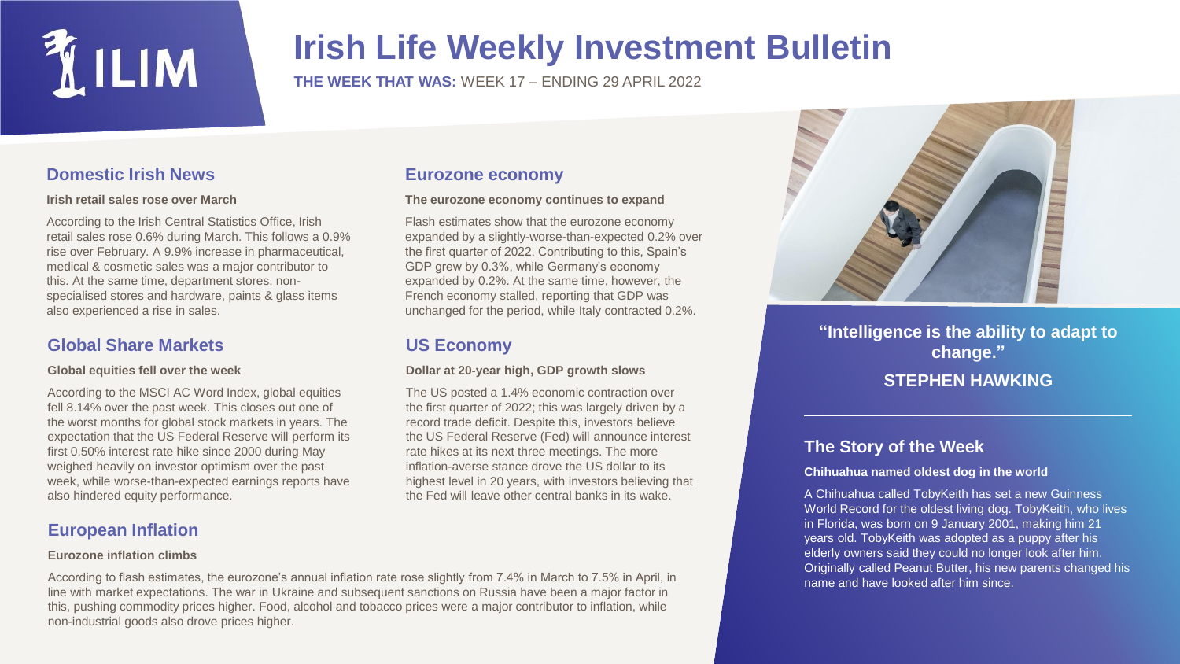# Irish Life Weekly Investment Bulletin

**THE WEEK THAT WAS:** WEEK 17 – ENDING 29 APRIL 2022

## Domestic Irish News

**Irish retail sales rose over March**

According to the Irish Central Statistics Office, Irish retail sales rose 0.6% during March. This follows a 0.9% rise over February. A 9.9% increase in pharmaceutical, medical & cosmetic sales was a major contributor to this. At the same time, department stores, non-specialised stores and hardware, paints & glass items also experienced a rise in sales.

## Global Share Markets

**Global equities fell over the week**

According to the MSCI AC Word Index, global equities fell 8.14% over the past week. This closes out one of the worst months for global stock markets in years. The expectation that the US Federal Reserve will perform its first 0.50% interest rate hike since 2000 during May weighed heavily on investor optimism over the past week, while worse-than-expected earnings reports have also hindered equity performance.

## European Inflation

**Eurozone inflation climbs**

According to flash estimates, the eurozone's annual inflation rate rose slightly from 7.4% in March to 7.5% in April, in line with market expectations. The war in Ukraine and subsequent sanctions on Russia have been a major factor in this, pushing commodity prices higher. Food, alcohol and tobacco prices were a major contributor to inflation, while non-industrial goods also drove prices higher.

## Eurozone economy

**The eurozone economy continues to expand**

Flash estimates show that the eurozone economy expanded by a slightly-worse-than-expected 0.2% over the first quarter of 2022. Contributing to this, Spain's GDP grew by 0.3%, while Germany's economy expanded by 0.2%. At the same time, however, the French economy stalled, reporting that GDP was unchanged for the period, while Italy contracted 0.2%.

## US Economy

**Dollar at 20-year high, GDP growth slows**

The US posted a 1.4% economic contraction over the first quarter of 2022; this was largely driven by a record trade deficit. Despite this, investors believe the US Federal Reserve (Fed) will announce interest rate hikes at its next three meetings. The more inflation-averse stance drove the US dollar to its highest level in 20 years, with investors believing that the Fed will leave other central banks in its wake.

**"Intelligence is the ability to adapt to change."**

**STEPHEN HAWKING**

## The Story of the Week

**Chihuahua named oldest dog in the world**

A Chihuahua called TobyKeith has set a new Guinness World Record for the oldest living dog. TobyKeith, who lives in Florida, was born on 9 January 2001, making him 21 years old. TobyKeith was adopted as a puppy after his elderly owners said they could no longer look after him. Originally called Peanut Butter, his new parents changed his name and have looked after him since.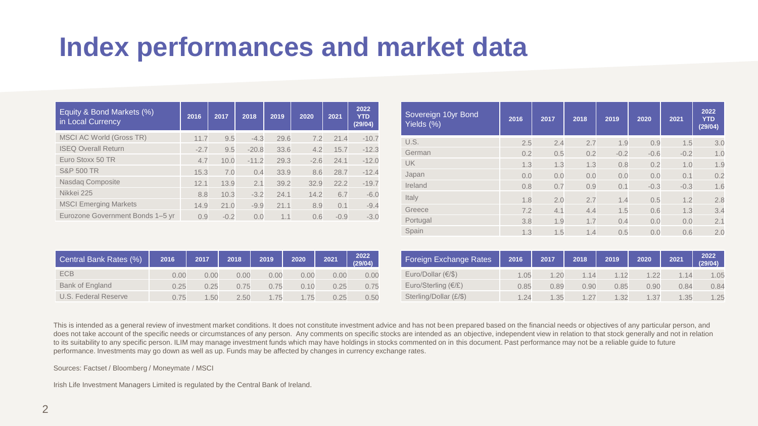# Index performances and market data

| Equity & Bond Markets (%) in Local Currency | 2016 | 2017 | 2018 | 2019 | 2020 | 2021 | 2022 YTD (29/04) |
|---|---|---|---|---|---|---|---|
| MSCI AC World (Gross TR) | 11.7 | 9.5 | -4.3 | 29.6 | 7.2 | 21.4 | -10.7 |
| ISEQ Overall Return | -2.7 | 9.5 | -20.8 | 33.6 | 4.2 | 15.7 | -12.3 |
| Euro Stoxx 50 TR | 4.7 | 10.0 | -11.2 | 29.3 | -2.6 | 24.1 | -12.0 |
| S&P 500 TR | 15.3 | 7.0 | 0.4 | 33.9 | 8.6 | 28.7 | -12.4 |
| Nasdaq Composite | 12.1 | 13.9 | 2.1 | 39.2 | 32.9 | 22.2 | -19.7 |
| Nikkei 225 | 8.8 | 10.3 | -3.2 | 24.1 | 14.2 | 6.7 | -6.0 |
| MSCI Emerging Markets | 14.9 | 21.0 | -9.9 | 21.1 | 8.9 | 0.1 | -9.4 |
| Eurozone Government Bonds 1–5 yr | 0.9 | -0.2 | 0.0 | 1.1 | 0.6 | -0.9 | -3.0 |

| Sovereign 10yr Bond Yields (%) | 2016 | 2017 | 2018 | 2019 | 2020 | 2021 | 2022 YTD (29/04) |
|---|---|---|---|---|---|---|---|
| U.S. | 2.5 | 2.4 | 2.7 | 1.9 | 0.9 | 1.5 | 3.0 |
| German | 0.2 | 0.5 | 0.2 | -0.2 | -0.6 | -0.2 | 1.0 |
| UK | 1.3 | 1.3 | 1.3 | 0.8 | 0.2 | 1.0 | 1.9 |
| Japan | 0.0 | 0.0 | 0.0 | 0.0 | 0.0 | 0.1 | 0.2 |
| Ireland | 0.8 | 0.7 | 0.9 | 0.1 | -0.3 | -0.3 | 1.6 |
| Italy | 1.8 | 2.0 | 2.7 | 1.4 | 0.5 | 1.2 | 2.8 |
| Greece | 7.2 | 4.1 | 4.4 | 1.5 | 0.6 | 1.3 | 3.4 |
| Portugal | 3.8 | 1.9 | 1.7 | 0.4 | 0.0 | 0.0 | 2.1 |
| Spain | 1.3 | 1.5 | 1.4 | 0.5 | 0.0 | 0.6 | 2.0 |

| Central Bank Rates (%) | 2016 | 2017 | 2018 | 2019 | 2020 | 2021 | 2022 (29/04) |
|---|---|---|---|---|---|---|---|
| ECB | 0.00 | 0.00 | 0.00 | 0.00 | 0.00 | 0.00 | 0.00 |
| Bank of England | 0.25 | 0.25 | 0.75 | 0.75 | 0.10 | 0.25 | 0.75 |
| U.S. Federal Reserve | 0.75 | 1.50 | 2.50 | 1.75 | 1.75 | 0.25 | 0.50 |

| Foreign Exchange Rates | 2016 | 2017 | 2018 | 2019 | 2020 | 2021 | 2022 (29/04) |
|---|---|---|---|---|---|---|---|
| Euro/Dollar (€/$) | 1.05 | 1.20 | 1.14 | 1.12 | 1.22 | 1.14 | 1.05 |
| Euro/Sterling (€/£) | 0.85 | 0.89 | 0.90 | 0.85 | 0.90 | 0.84 | 0.84 |
| Sterling/Dollar (£/$) | 1.24 | 1.35 | 1.27 | 1.32 | 1.37 | 1.35 | 1.25 |

This is intended as a general review of investment market conditions. It does not constitute investment advice and has not been prepared based on the financial needs or objectives of any particular person, and does not take account of the specific needs or circumstances of any person. Any comments on specific stocks are intended as an objective, independent view in relation to that stock generally and not in relation to its suitability to any specific person. ILIM may manage investment funds which may have holdings in stocks commented on in this document. Past performance may not be a reliable guide to future performance. Investments may go down as well as up. Funds may be affected by changes in currency exchange rates.

Sources: Factset / Bloomberg / Moneymate / MSCI

Irish Life Investment Managers Limited is regulated by the Central Bank of Ireland.